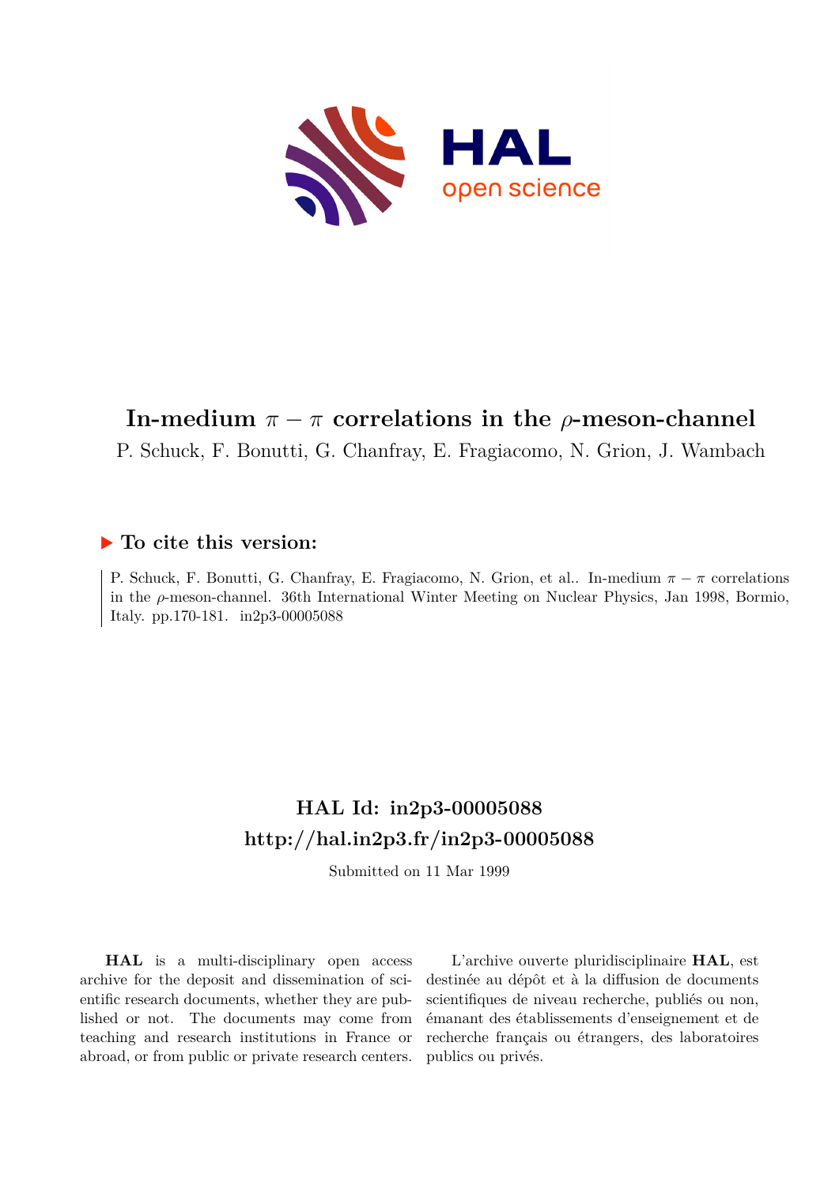# In-medium $\pi - \pi$ correlations in the $\rho$-meson-channel

P. Schuck, F. Bonutti, G. Chanfray, E. Fragiacomo, N. Grion, J. Wambach

## ▶ To cite this version:

P. Schuck, F. Bonutti, G. Chanfray, E. Fragiacomo, N. Grion, et al.. In-medium $\pi - \pi$ correlations in the $\rho$-meson-channel. 36th International Winter Meeting on Nuclear Physics, Jan 1998, Bormio, Italy. pp.170-181. in2p3-00005088

## HAL Id: in2p3-00005088

## http://hal.in2p3.fr/in2p3-00005088

Submitted on 11 Mar 1999

**HAL** is a multi-disciplinary open access archive for the deposit and dissemination of scientific research documents, whether they are published or not. The documents may come from teaching and research institutions in France or abroad, or from public or private research centers.

L'archive ouverte pluridisciplinaire **HAL**, est destinée au dépôt et à la diffusion de documents scientifiques de niveau recherche, publiés ou non, émanant des établissements d'enseignement et de recherche français ou étrangers, des laboratoires publics ou privés.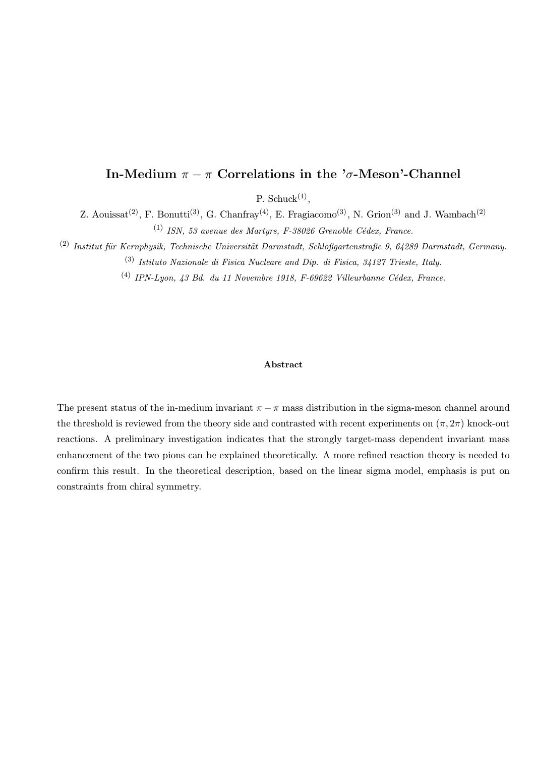# In-Medium $\pi - \pi$ Correlations in the '$\sigma$-Meson'-Channel

P. Schuck[(1)],

Z. Aouissat[(2)], F. Bonutti[(3)], G. Chanfray[(4)], E. Fragiacomo[(3)], N. Grion[(3)] and J. Wambach[(2)]

[(1)] *ISN, 53 avenue des Martyrs, F-38026 Grenoble Cédex, France.*

[(2)] *Institut für Kernphysik, Technische Universität Darmstadt, Schloßgartenstraße 9, 64289 Darmstadt, Germany.*

[(3)] *Istituto Nazionale di Fisica Nucleare and Dip. di Fisica, 34127 Trieste, Italy.*

[(4)] *IPN-Lyon, 43 Bd. du 11 Novembre 1918, F-69622 Villeurbanne Cédex, France.*

**Abstract**

The present status of the in-medium invariant $\pi - \pi$ mass distribution in the sigma-meson channel around the threshold is reviewed from the theory side and contrasted with recent experiments on $(\pi, 2\pi)$ knock-out reactions. A preliminary investigation indicates that the strongly target-mass dependent invariant mass enhancement of the two pions can be explained theoretically. A more refined reaction theory is needed to confirm this result. In the theoretical description, based on the linear sigma model, emphasis is put on constraints from chiral symmetry.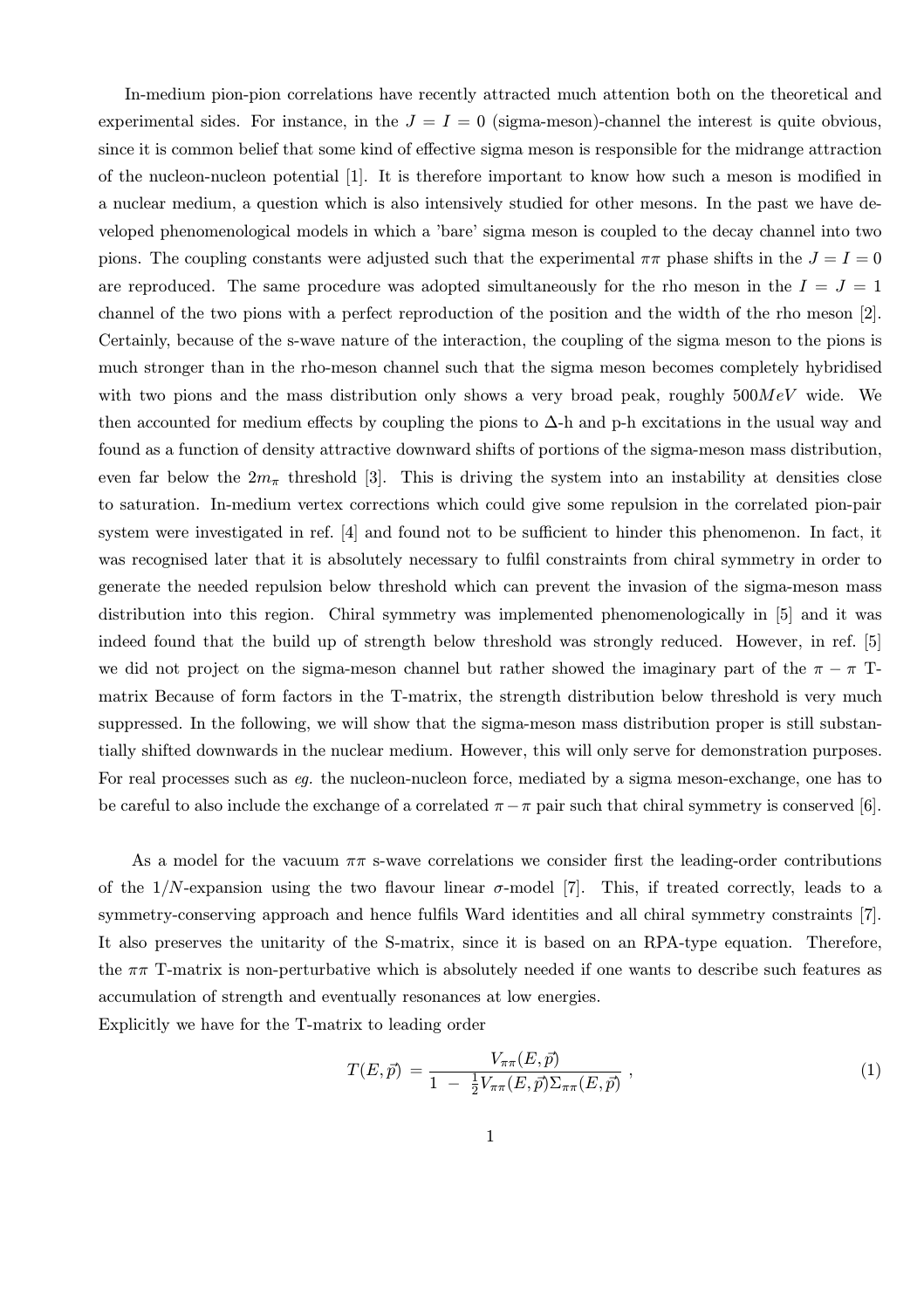In-medium pion-pion correlations have recently attracted much attention both on the theoretical and experimental sides. For instance, in the $J = I = 0$ (sigma-meson)-channel the interest is quite obvious, since it is common belief that some kind of effective sigma meson is responsible for the midrange attraction of the nucleon-nucleon potential [1]. It is therefore important to know how such a meson is modified in a nuclear medium, a question which is also intensively studied for other mesons. In the past we have developed phenomenological models in which a 'bare' sigma meson is coupled to the decay channel into two pions. The coupling constants were adjusted such that the experimental $\pi\pi$ phase shifts in the $J = I = 0$ are reproduced. The same procedure was adopted simultaneously for the rho meson in the $I = J = 1$ channel of the two pions with a perfect reproduction of the position and the width of the rho meson [2]. Certainly, because of the s-wave nature of the interaction, the coupling of the sigma meson to the pions is much stronger than in the rho-meson channel such that the sigma meson becomes completely hybridised with two pions and the mass distribution only shows a very broad peak, roughly $500 MeV$ wide. We then accounted for medium effects by coupling the pions to $\Delta$-h and p-h excitations in the usual way and found as a function of density attractive downward shifts of portions of the sigma-meson mass distribution, even far below the $2m_\pi$ threshold [3]. This is driving the system into an instability at densities close to saturation. In-medium vertex corrections which could give some repulsion in the correlated pion-pair system were investigated in ref. [4] and found not to be sufficient to hinder this phenomenon. In fact, it was recognised later that it is absolutely necessary to fulfil constraints from chiral symmetry in order to generate the needed repulsion below threshold which can prevent the invasion of the sigma-meson mass distribution into this region. Chiral symmetry was implemented phenomenologically in [5] and it was indeed found that the build up of strength below threshold was strongly reduced. However, in ref. [5] we did not project on the sigma-meson channel but rather showed the imaginary part of the $\pi - \pi$ T-matrix Because of form factors in the T-matrix, the strength distribution below threshold is very much suppressed. In the following, we will show that the sigma-meson mass distribution proper is still substantially shifted downwards in the nuclear medium. However, this will only serve for demonstration purposes. For real processes such as *eg.* the nucleon-nucleon force, mediated by a sigma meson-exchange, one has to be careful to also include the exchange of a correlated $\pi - \pi$ pair such that chiral symmetry is conserved [6].

As a model for the vacuum $\pi\pi$ s-wave correlations we consider first the leading-order contributions of the $1/N$-expansion using the two flavour linear $\sigma$-model [7]. This, if treated correctly, leads to a symmetry-conserving approach and hence fulfils Ward identities and all chiral symmetry constraints [7]. It also preserves the unitarity of the S-matrix, since it is based on an RPA-type equation. Therefore, the $\pi\pi$ T-matrix is non-perturbative which is absolutely needed if one wants to describe such features as accumulation of strength and eventually resonances at low energies.

Explicitly we have for the T-matrix to leading order

$$T(E, \vec{p}) = \frac{V_{\pi\pi}(E, \vec{p})}{1 - \frac{1}{2}V_{\pi\pi}(E, \vec{p})\Sigma_{\pi\pi}(E, \vec{p})} , \tag{1}$$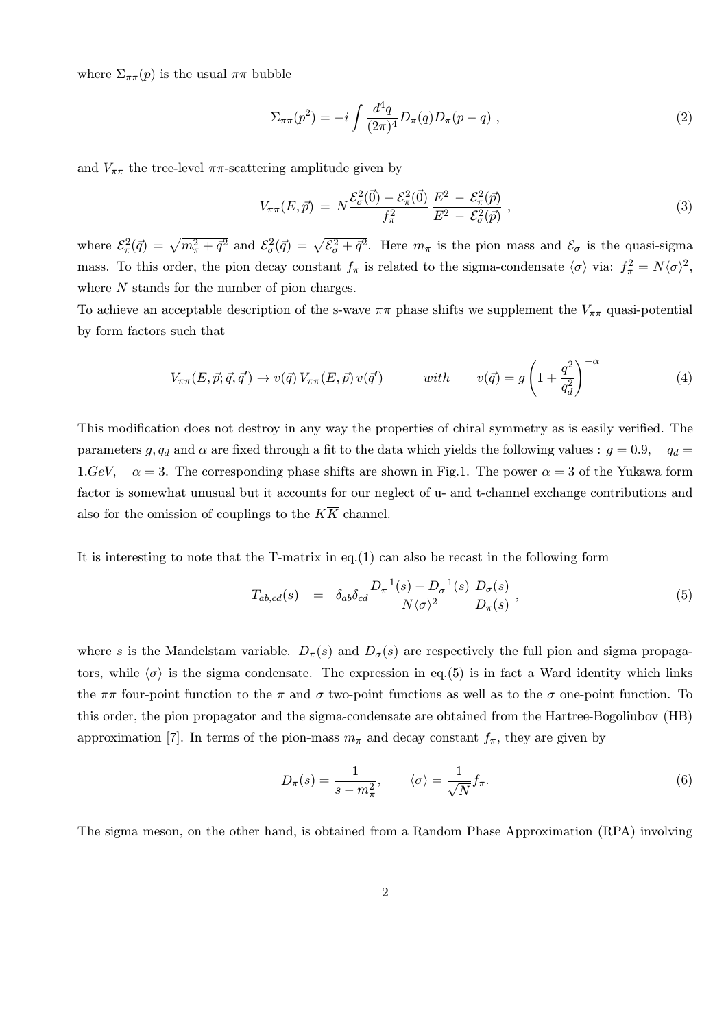where $\Sigma_{\pi\pi}(p)$ is the usual $\pi\pi$ bubble

$$\Sigma_{\pi\pi}(p^2) = -i \int \frac{d^4q}{(2\pi)^4} D_\pi(q) D_\pi(p-q) \; , \tag{2}$$

and $V_{\pi\pi}$ the tree-level $\pi\pi$-scattering amplitude given by

$$V_{\pi\pi}(E, \vec{p}) \; = \; N \frac{\mathcal{E}_\sigma^2(\vec{0}) - \mathcal{E}_\pi^2(\vec{0})}{f_\pi^2} \, \frac{E^2 \; - \; \mathcal{E}_\pi^2(\vec{p})}{E^2 \; - \; \mathcal{E}_\sigma^2(\vec{p})} \; , \tag{3}$$

where $\mathcal{E}_\pi^2(\vec{q}) = \sqrt{m_\pi^2 + \vec{q}^2}$ and $\mathcal{E}_\sigma^2(\vec{q}) = \sqrt{\mathcal{E}_\sigma^2 + \vec{q}^2}$. Here $m_\pi$ is the pion mass and $\mathcal{E}_\sigma$ is the quasi-sigma mass. To this order, the pion decay constant $f_\pi$ is related to the sigma-condensate $\langle\sigma\rangle$ via: $f_\pi^2 = N \langle\sigma\rangle^2$, where $N$ stands for the number of pion charges.

To achieve an acceptable description of the s-wave $\pi\pi$ phase shifts we supplement the $V_{\pi\pi}$ quasi-potential by form factors such that

$$V_{\pi\pi}(E, \vec{p}; \vec{q}, \vec{q}') \to v(\vec{q}) \, V_{\pi\pi}(E, \vec{p}) \, v(\vec{q}') \qquad \textit{with} \qquad v(\vec{q}) = g \left(1 + \frac{q^2}{q_d^2}\right)^{-\alpha} \tag{4}$$

This modification does not destroy in any way the properties of chiral symmetry as is easily verified. The parameters $g, q_d$ and $\alpha$ are fixed through a fit to the data which yields the following values : $g = 0.9$, $q_d = 1.GeV$, $\alpha = 3$. The corresponding phase shifts are shown in Fig.1. The power $\alpha = 3$ of the Yukawa form factor is somewhat unusual but it accounts for our neglect of u- and t-channel exchange contributions and also for the omission of couplings to the $K\overline{K}$ channel.

It is interesting to note that the T-matrix in eq.(1) can also be recast in the following form

$$T_{ab,cd}(s) \quad = \quad \delta_{ab}\delta_{cd} \frac{D_\pi^{-1}(s) - D_\sigma^{-1}(s)}{N\langle\sigma\rangle^2} \, \frac{D_\sigma(s)}{D_\pi(s)} \; , \tag{5}$$

where $s$ is the Mandelstam variable. $D_\pi(s)$ and $D_\sigma(s)$ are respectively the full pion and sigma propagators, while $\langle\sigma\rangle$ is the sigma condensate. The expression in eq.(5) is in fact a Ward identity which links the $\pi\pi$ four-point function to the $\pi$ and $\sigma$ two-point functions as well as to the $\sigma$ one-point function. To this order, the pion propagator and the sigma-condensate are obtained from the Hartree-Bogoliubov (HB) approximation [7]. In terms of the pion-mass $m_\pi$ and decay constant $f_\pi$, they are given by

$$D_\pi(s) = \frac{1}{s - m_\pi^2}, \qquad \langle\sigma\rangle = \frac{1}{\sqrt{N}} f_\pi. \tag{6}$$

The sigma meson, on the other hand, is obtained from a Random Phase Approximation (RPA) involving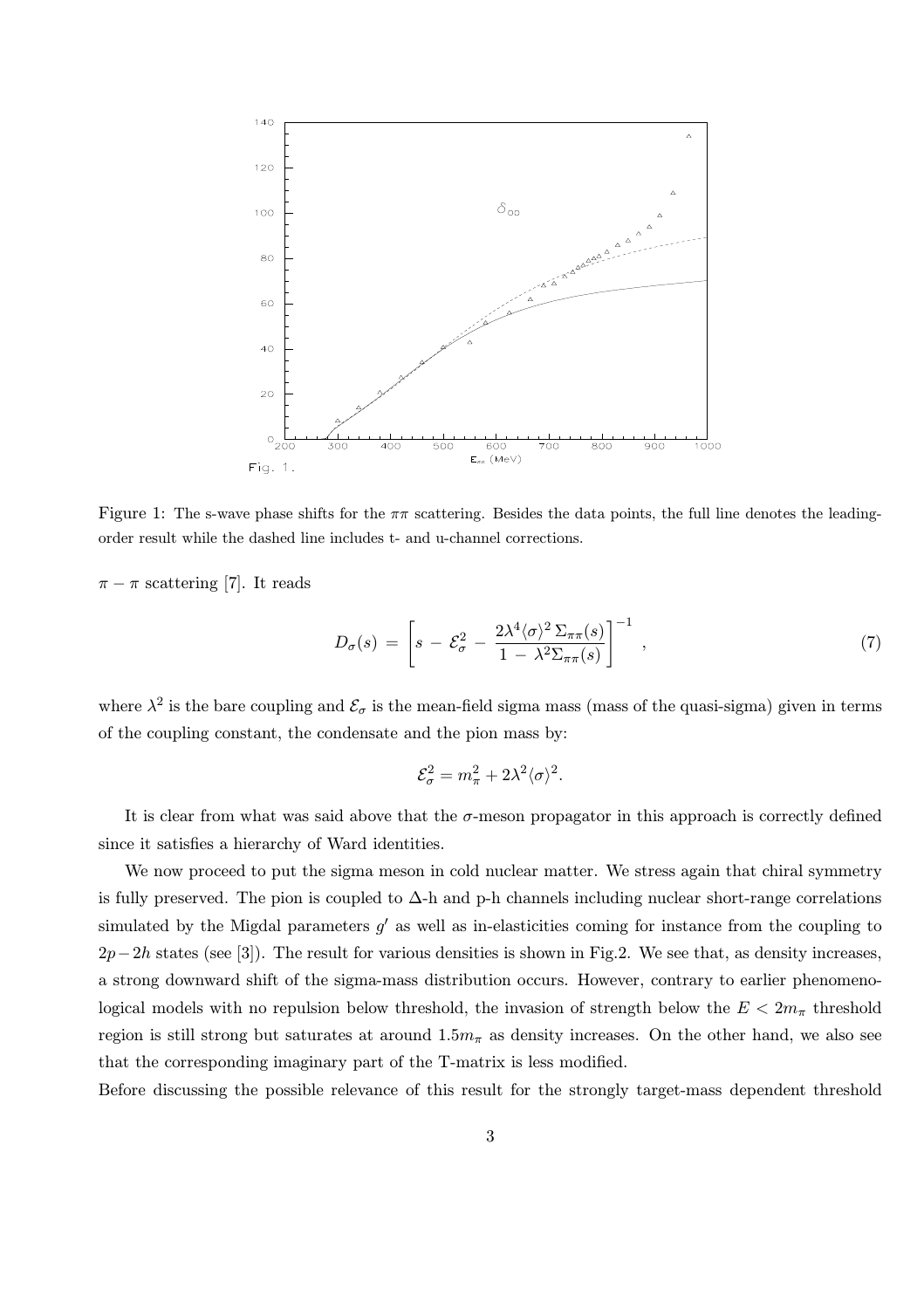Figure 1: The s-wave phase shifts for the $\pi\pi$ scattering. Besides the data points, the full line denotes the leading-order result while the dashed line includes t- and u-channel corrections.

$\pi - \pi$ scattering [7]. It reads

$$D_\sigma(s) = \left[ s - \mathcal{E}_\sigma^2 - \frac{2\lambda^4 \langle\sigma\rangle^2 \Sigma_{\pi\pi}(s)}{1 - \lambda^2 \Sigma_{\pi\pi}(s)} \right]^{-1} , \tag{7}$$

where $\lambda^2$ is the bare coupling and $\mathcal{E}_\sigma$ is the mean-field sigma mass (mass of the quasi-sigma) given in terms of the coupling constant, the condensate and the pion mass by:

$$\mathcal{E}_\sigma^2 = m_\pi^2 + 2\lambda^2 \langle\sigma\rangle^2.$$

It is clear from what was said above that the $\sigma$-meson propagator in this approach is correctly defined since it satisfies a hierarchy of Ward identities.

We now proceed to put the sigma meson in cold nuclear matter. We stress again that chiral symmetry is fully preserved. The pion is coupled to $\Delta$-h and p-h channels including nuclear short-range correlations simulated by the Migdal parameters $g'$ as well as in-elasticities coming for instance from the coupling to $2p-2h$ states (see [3]). The result for various densities is shown in Fig.2. We see that, as density increases, a strong downward shift of the sigma-mass distribution occurs. However, contrary to earlier phenomenological models with no repulsion below threshold, the invasion of strength below the $E < 2m_\pi$ threshold region is still strong but saturates at around $1.5 m_\pi$ as density increases. On the other hand, we also see that the corresponding imaginary part of the T-matrix is less modified.

Before discussing the possible relevance of this result for the strongly target-mass dependent threshold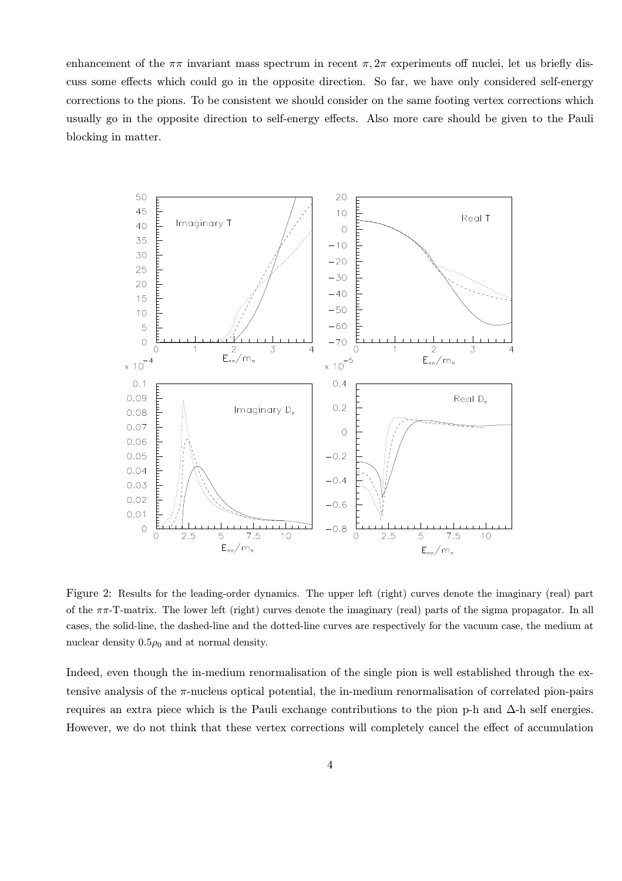enhancement of the $\pi\pi$ invariant mass spectrum in recent $\pi, 2\pi$ experiments off nuclei, let us briefly discuss some effects which could go in the opposite direction. So far, we have only considered self-energy corrections to the pions. To be consistent we should consider on the same footing vertex corrections which usually go in the opposite direction to self-energy effects. Also more care should be given to the Pauli blocking in matter.

Figure 2: Results for the leading-order dynamics. The upper left (right) curves denote the imaginary (real) part of the $\pi\pi$-T-matrix. The lower left (right) curves denote the imaginary (real) parts of the sigma propagator. In all cases, the solid-line, the dashed-line and the dotted-line curves are respectively for the vacuum case, the medium at nuclear density $0.5\rho_0$ and at normal density.

Indeed, even though the in-medium renormalisation of the single pion is well established through the extensive analysis of the $\pi$-nucleus optical potential, the in-medium renormalisation of correlated pion-pairs requires an extra piece which is the Pauli exchange contributions to the pion p-h and $\Delta$-h self energies. However, we do not think that these vertex corrections will completely cancel the effect of accumulation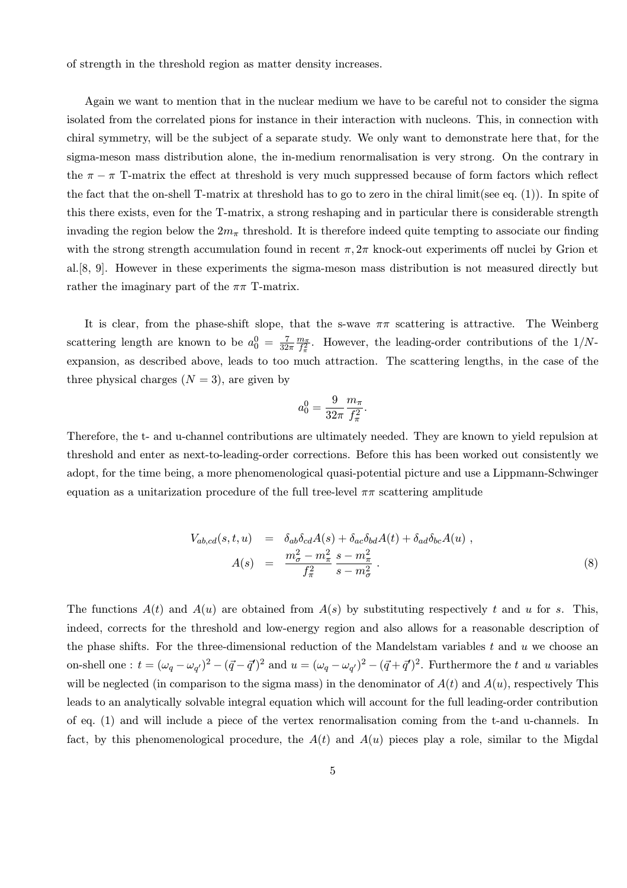of strength in the threshold region as matter density increases.

Again we want to mention that in the nuclear medium we have to be careful not to consider the sigma isolated from the correlated pions for instance in their interaction with nucleons. This, in connection with chiral symmetry, will be the subject of a separate study. We only want to demonstrate here that, for the sigma-meson mass distribution alone, the in-medium renormalisation is very strong. On the contrary in the $\pi - \pi$ T-matrix the effect at threshold is very much suppressed because of form factors which reflect the fact that the on-shell T-matrix at threshold has to go to zero in the chiral limit(see eq. (1)). In spite of this there exists, even for the T-matrix, a strong reshaping and in particular there is considerable strength invading the region below the $2m_\pi$ threshold. It is therefore indeed quite tempting to associate our finding with the strong strength accumulation found in recent $\pi, 2\pi$ knock-out experiments off nuclei by Grion et al.[8, 9]. However in these experiments the sigma-meson mass distribution is not measured directly but rather the imaginary part of the $\pi\pi$ T-matrix.

It is clear, from the phase-shift slope, that the s-wave $\pi\pi$ scattering is attractive. The Weinberg scattering length are known to be $a_0^0 = \frac{7}{32\pi}\frac{m_\pi}{f_\pi^2}$. However, the leading-order contributions of the $1/N$-expansion, as described above, leads to too much attraction. The scattering lengths, in the case of the three physical charges ($N = 3$), are given by

$$a_0^0 = \frac{9}{32\pi}\frac{m_\pi}{f_\pi^2}.$$

Therefore, the t- and u-channel contributions are ultimately needed. They are known to yield repulsion at threshold and enter as next-to-leading-order corrections. Before this has been worked out consistently we adopt, for the time being, a more phenomenological quasi-potential picture and use a Lippmann-Schwinger equation as a unitarization procedure of the full tree-level $\pi\pi$ scattering amplitude

$$\begin{aligned} V_{ab,cd}(s,t,u) &= \delta_{ab}\delta_{cd}A(s) + \delta_{ac}\delta_{bd}A(t) + \delta_{ad}\delta_{bc}A(u) \ , \\ A(s) &= \frac{m_\sigma^2 - m_\pi^2}{f_\pi^2}\,\frac{s - m_\pi^2}{s - m_\sigma^2} \ . \end{aligned} \tag{8}$$

The functions $A(t)$ and $A(u)$ are obtained from $A(s)$ by substituting respectively $t$ and $u$ for $s$. This, indeed, corrects for the threshold and low-energy region and also allows for a reasonable description of the phase shifts. For the three-dimensional reduction of the Mandelstam variables $t$ and $u$ we choose an on-shell one : $t = (\omega_q - \omega_{q'})^2 - (\vec{q} - \vec{q}')^2$ and $u = (\omega_q - \omega_{q'})^2 - (\vec{q} + \vec{q}')^2$. Furthermore the $t$ and $u$ variables will be neglected (in comparison to the sigma mass) in the denominator of $A(t)$ and $A(u)$, respectively This leads to an analytically solvable integral equation which will account for the full leading-order contribution of eq. (1) and will include a piece of the vertex renormalisation coming from the t-and u-channels. In fact, by this phenomenological procedure, the $A(t)$ and $A(u)$ pieces play a role, similar to the Migdal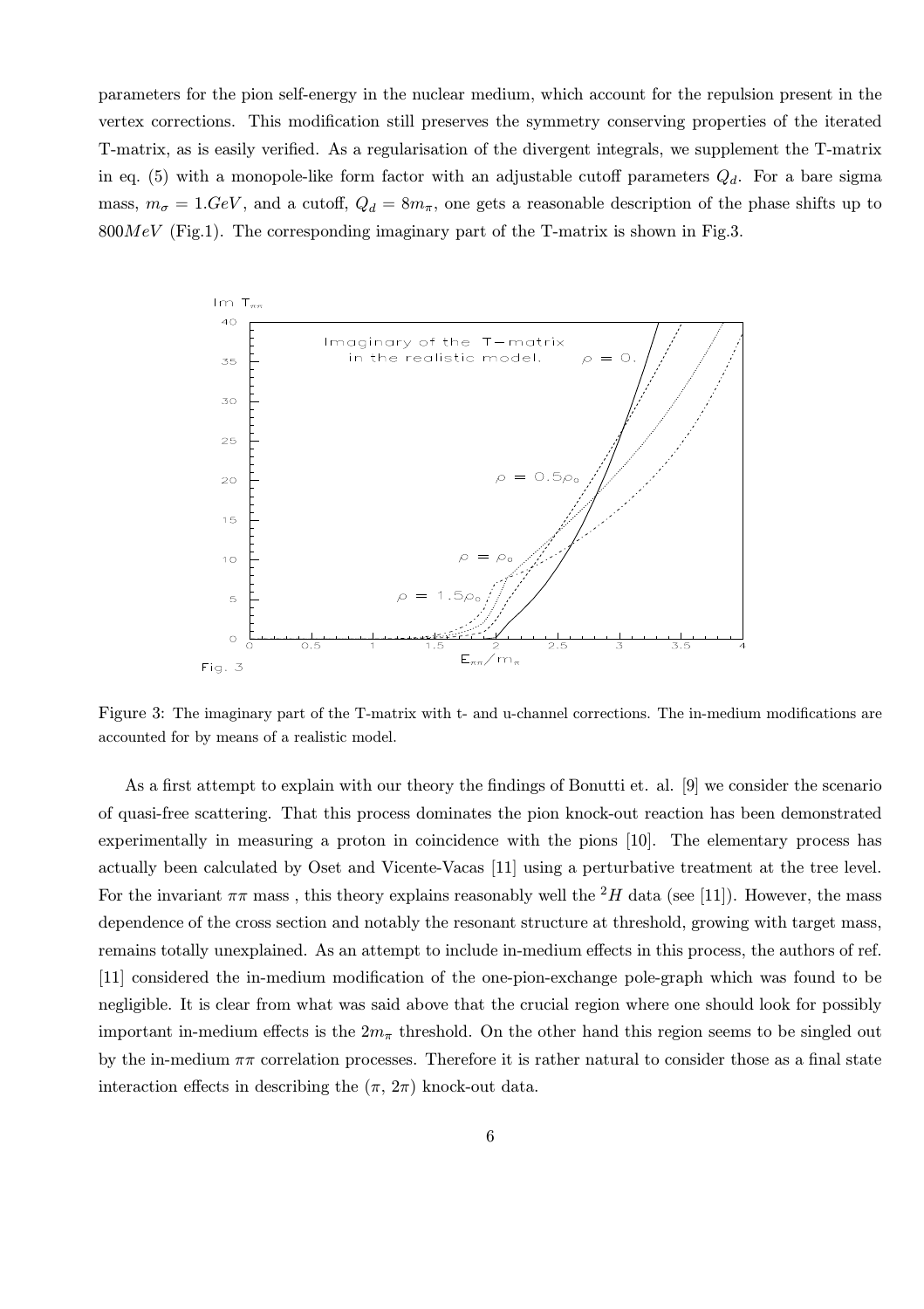parameters for the pion self-energy in the nuclear medium, which account for the repulsion present in the vertex corrections. This modification still preserves the symmetry conserving properties of the iterated T-matrix, as is easily verified. As a regularisation of the divergent integrals, we supplement the T-matrix in eq. (5) with a monopole-like form factor with an adjustable cutoff parameters $Q_d$. For a bare sigma mass, $m_\sigma = 1.GeV$, and a cutoff, $Q_d = 8m_\pi$, one gets a reasonable description of the phase shifts up to $800MeV$ (Fig.1). The corresponding imaginary part of the T-matrix is shown in Fig.3.

Figure 3: The imaginary part of the T-matrix with t- and u-channel corrections. The in-medium modifications are accounted for by means of a realistic model.

As a first attempt to explain with our theory the findings of Bonutti et. al. [9] we consider the scenario of quasi-free scattering. That this process dominates the pion knock-out reaction has been demonstrated experimentally in measuring a proton in coincidence with the pions [10]. The elementary process has actually been calculated by Oset and Vicente-Vacas [11] using a perturbative treatment at the tree level. For the invariant $\pi\pi$ mass , this theory explains reasonably well the $^2H$ data (see [11]). However, the mass dependence of the cross section and notably the resonant structure at threshold, growing with target mass, remains totally unexplained. As an attempt to include in-medium effects in this process, the authors of ref. [11] considered the in-medium modification of the one-pion-exchange pole-graph which was found to be negligible. It is clear from what was said above that the crucial region where one should look for possibly important in-medium effects is the $2m_\pi$ threshold. On the other hand this region seems to be singled out by the in-medium $\pi\pi$ correlation processes. Therefore it is rather natural to consider those as a final state interaction effects in describing the $(\pi, 2\pi)$ knock-out data.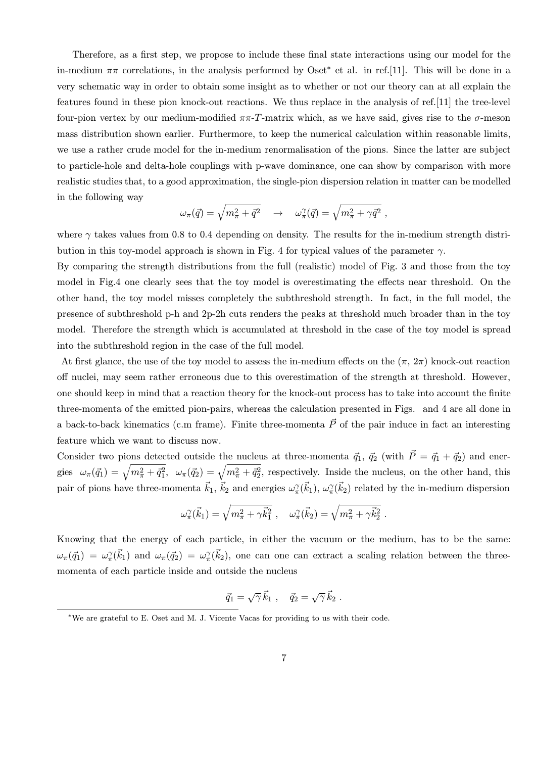Therefore, as a first step, we propose to include these final state interactions using our model for the in-medium $\pi\pi$ correlations, in the analysis performed by Oset* et al. in ref.[11]. This will be done in a very schematic way in order to obtain some insight as to whether or not our theory can at all explain the features found in these pion knock-out reactions. We thus replace in the analysis of ref.[11] the tree-level four-pion vertex by our medium-modified $\pi\pi$-$T$-matrix which, as we have said, gives rise to the $\sigma$-meson mass distribution shown earlier. Furthermore, to keep the numerical calculation within reasonable limits, we use a rather crude model for the in-medium renormalisation of the pions. Since the latter are subject to particle-hole and delta-hole couplings with p-wave dominance, one can show by comparison with more realistic studies that, to a good approximation, the single-pion dispersion relation in matter can be modelled in the following way

$$\omega_\pi(\vec{q}) = \sqrt{m_\pi^2 + \vec{q}^2} \quad \rightarrow \quad \omega_\pi^\gamma(\vec{q}) = \sqrt{m_\pi^2 + \gamma \vec{q}^2} \ ,$$

where $\gamma$ takes values from 0.8 to 0.4 depending on density. The results for the in-medium strength distribution in this toy-model approach is shown in Fig. 4 for typical values of the parameter $\gamma$.

By comparing the strength distributions from the full (realistic) model of Fig. 3 and those from the toy model in Fig.4 one clearly sees that the toy model is overestimating the effects near threshold. On the other hand, the toy model misses completely the subthreshold strength. In fact, in the full model, the presence of subthreshold p-h and 2p-2h cuts renders the peaks at threshold much broader than in the toy model. Therefore the strength which is accumulated at threshold in the case of the toy model is spread into the subthreshold region in the case of the full model.

At first glance, the use of the toy model to assess the in-medium effects on the $(\pi, 2\pi)$ knock-out reaction off nuclei, may seem rather erroneous due to this overestimation of the strength at threshold. However, one should keep in mind that a reaction theory for the knock-out process has to take into account the finite three-momenta of the emitted pion-pairs, whereas the calculation presented in Figs. and 4 are all done in a back-to-back kinematics (c.m frame). Finite three-momenta $\vec{P}$ of the pair induce in fact an interesting feature which we want to discuss now.

Consider two pions detected outside the nucleus at three-momenta $\vec{q}_1$, $\vec{q}_2$ (with $\vec{P} = \vec{q}_1 + \vec{q}_2$) and energies $\omega_\pi(\vec{q}_1) = \sqrt{m_\pi^2 + \vec{q}_1^2}$, $\omega_\pi(\vec{q}_2) = \sqrt{m_\pi^2 + \vec{q}_2^2}$, respectively. Inside the nucleus, on the other hand, this pair of pions have three-momenta $\vec{k}_1$, $\vec{k}_2$ and energies $\omega_\pi^\gamma(\vec{k}_1)$, $\omega_\pi^\gamma(\vec{k}_2)$ related by the in-medium dispersion

$$\omega_\pi^\gamma(\vec{k}_1) = \sqrt{m_\pi^2 + \gamma \vec{k}_1^2} \ , \quad \omega_\pi^\gamma(\vec{k}_2) = \sqrt{m_\pi^2 + \gamma \vec{k}_2^2} \ .$$

Knowing that the energy of each particle, in either the vacuum or the medium, has to be the same: $\omega_\pi(\vec{q}_1) = \omega_\pi^\gamma(\vec{k}_1)$ and $\omega_\pi(\vec{q}_2) = \omega_\pi^\gamma(\vec{k}_2)$, one can one can extract a scaling relation between the three-momenta of each particle inside and outside the nucleus

$$\vec{q}_1 = \sqrt{\gamma}\, \vec{k}_1 \ , \quad \vec{q}_2 = \sqrt{\gamma}\, \vec{k}_2 \ .$$

---

*We are grateful to E. Oset and M. J. Vicente Vacas for providing to us with their code.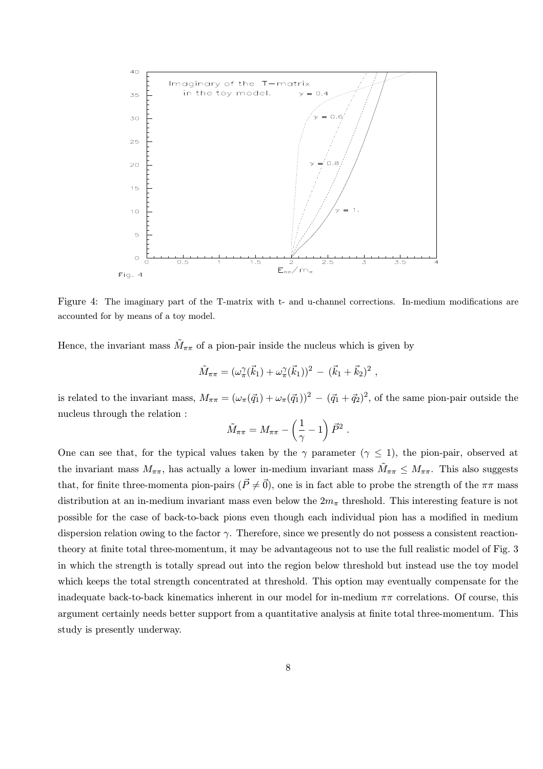Figure 4: The imaginary part of the T-matrix with t- and u-channel corrections. In-medium modifications are accounted for by means of a toy model.

Hence, the invariant mass $\tilde{M}_{\pi\pi}$ of a pion-pair inside the nucleus which is given by

$$\tilde{M}_{\pi\pi} = (\omega_\pi^\gamma(\vec{k}_1) + \omega_\pi^\gamma(\vec{k}_1))^2 \; - \; (\vec{k}_1 + \vec{k}_2)^2 \; ,$$

is related to the invariant mass, $M_{\pi\pi} = (\omega_\pi(\vec{q}_1) + \omega_\pi(\vec{q}_1))^2 \; - \; (\vec{q}_1 + \vec{q}_2)^2$, of the same pion-pair outside the nucleus through the relation :

$$\tilde{M}_{\pi\pi} = M_{\pi\pi} - \left( \frac{1}{\gamma} - 1 \right) \vec{P}^2 \; .$$

One can see that, for the typical values taken by the $\gamma$ parameter ($\gamma \leq 1$), the pion-pair, observed at the invariant mass $M_{\pi\pi}$, has actually a lower in-medium invariant mass $\tilde{M}_{\pi\pi} \leq M_{\pi\pi}$. This also suggests that, for finite three-momenta pion-pairs ($\vec{P} \neq \vec{0}$), one is in fact able to probe the strength of the $\pi\pi$ mass distribution at an in-medium invariant mass even below the $2m_\pi$ threshold. This interesting feature is not possible for the case of back-to-back pions even though each individual pion has a modified in medium dispersion relation owing to the factor $\gamma$. Therefore, since we presently do not possess a consistent reaction-theory at finite total three-momentum, it may be advantageous not to use the full realistic model of Fig. 3 in which the strength is totally spread out into the region below threshold but instead use the toy model which keeps the total strength concentrated at threshold. This option may eventually compensate for the inadequate back-to-back kinematics inherent in our model for in-medium $\pi\pi$ correlations. Of course, this argument certainly needs better support from a quantitative analysis at finite total three-momentum. This study is presently underway.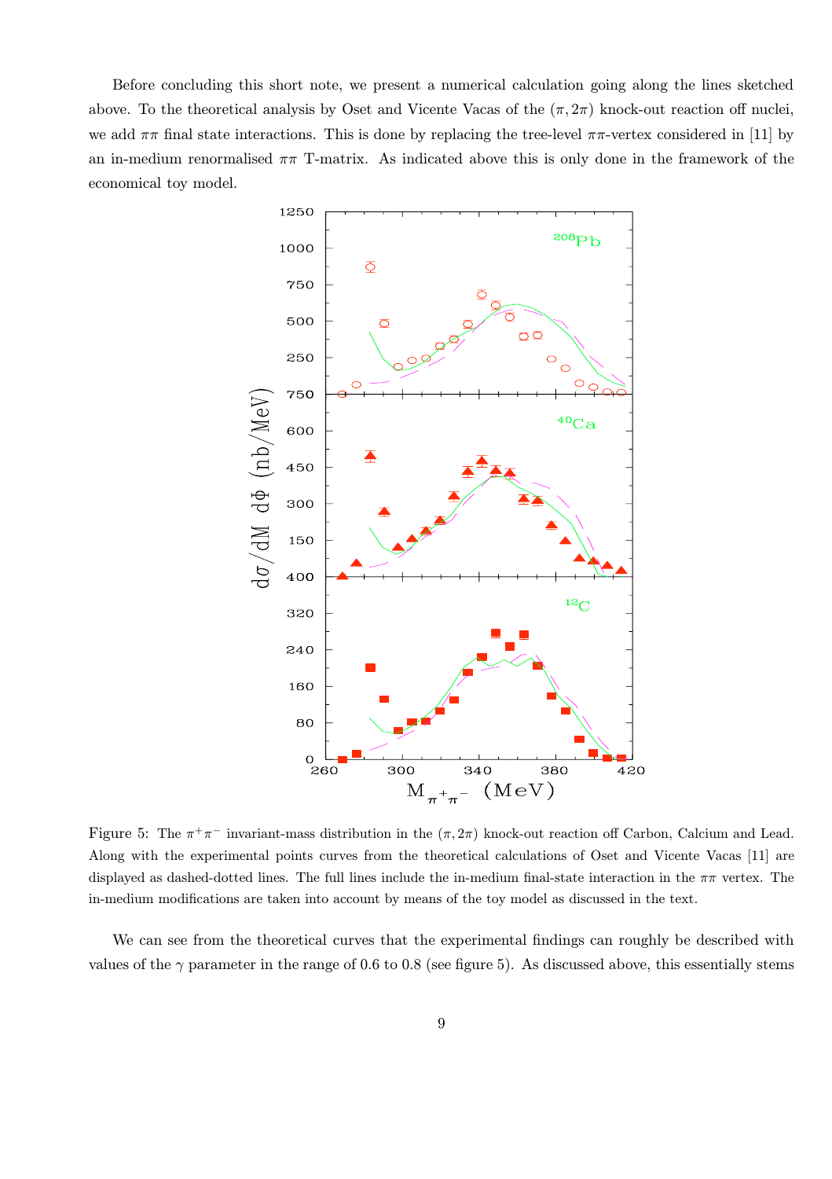Before concluding this short note, we present a numerical calculation going along the lines sketched above. To the theoretical analysis by Oset and Vicente Vacas of the $(\pi, 2\pi)$ knock-out reaction off nuclei, we add $\pi\pi$ final state interactions. This is done by replacing the tree-level $\pi\pi$-vertex considered in [11] by an in-medium renormalised $\pi\pi$ T-matrix. As indicated above this is only done in the framework of the economical toy model.

Figure 5: The $\pi^+\pi^-$ invariant-mass distribution in the $(\pi, 2\pi)$ knock-out reaction off Carbon, Calcium and Lead. Along with the experimental points curves from the theoretical calculations of Oset and Vicente Vacas [11] are displayed as dashed-dotted lines. The full lines include the in-medium final-state interaction in the $\pi\pi$ vertex. The in-medium modifications are taken into account by means of the toy model as discussed in the text.

We can see from the theoretical curves that the experimental findings can roughly be described with values of the $\gamma$ parameter in the range of 0.6 to 0.8 (see figure 5). As discussed above, this essentially stems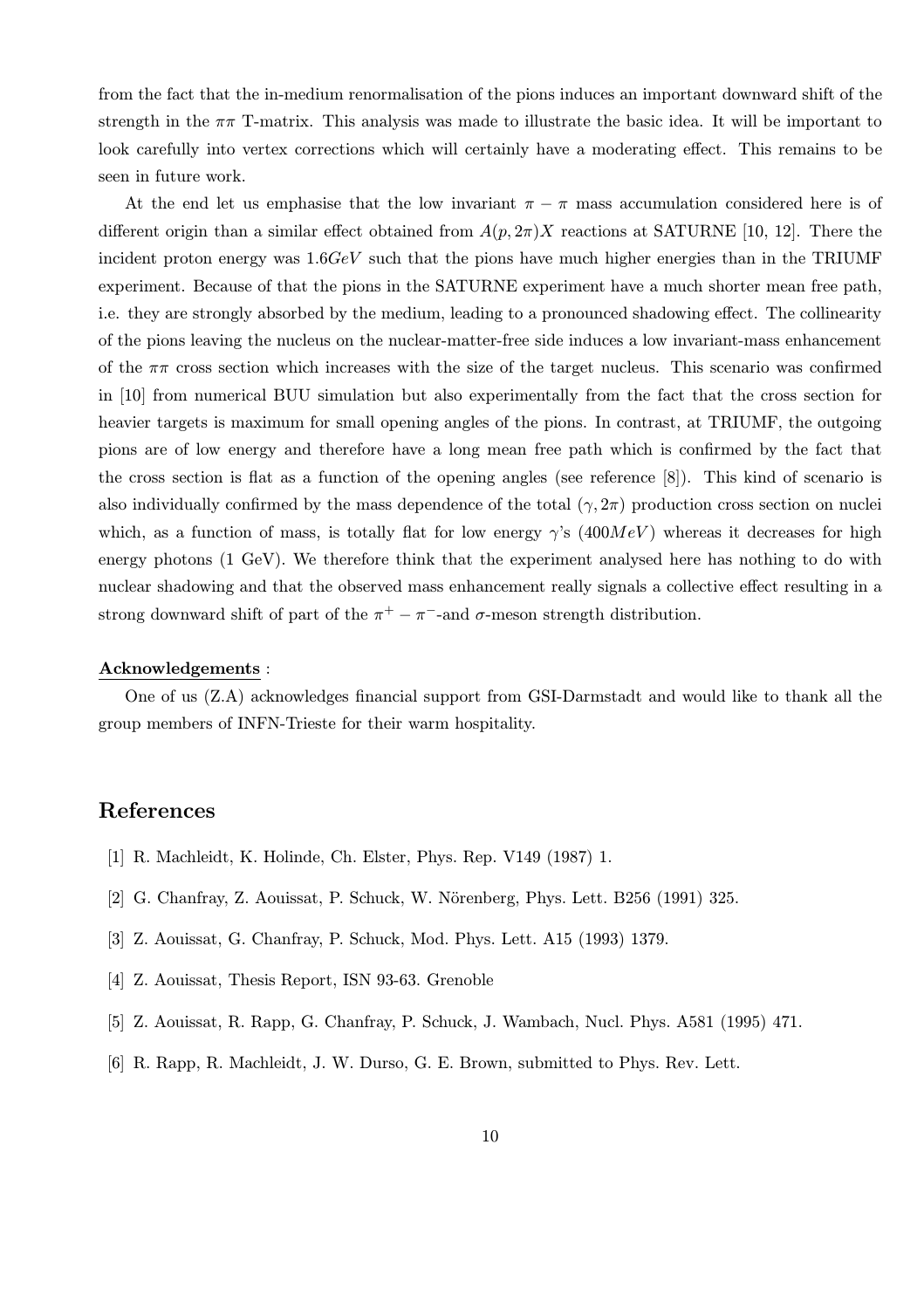from the fact that the in-medium renormalisation of the pions induces an important downward shift of the strength in the $\pi\pi$ T-matrix. This analysis was made to illustrate the basic idea. It will be important to look carefully into vertex corrections which will certainly have a moderating effect. This remains to be seen in future work.

At the end let us emphasise that the low invariant $\pi - \pi$ mass accumulation considered here is of different origin than a similar effect obtained from $A(p, 2\pi)X$ reactions at SATURNE [10, 12]. There the incident proton energy was $1.6GeV$ such that the pions have much higher energies than in the TRIUMF experiment. Because of that the pions in the SATURNE experiment have a much shorter mean free path, i.e. they are strongly absorbed by the medium, leading to a pronounced shadowing effect. The collinearity of the pions leaving the nucleus on the nuclear-matter-free side induces a low invariant-mass enhancement of the $\pi\pi$ cross section which increases with the size of the target nucleus. This scenario was confirmed in [10] from numerical BUU simulation but also experimentally from the fact that the cross section for heavier targets is maximum for small opening angles of the pions. In contrast, at TRIUMF, the outgoing pions are of low energy and therefore have a long mean free path which is confirmed by the fact that the cross section is flat as a function of the opening angles (see reference [8]). This kind of scenario is also individually confirmed by the mass dependence of the total $(\gamma, 2\pi)$ production cross section on nuclei which, as a function of mass, is totally flat for low energy $\gamma$'s ($400MeV$) whereas it decreases for high energy photons (1 GeV). We therefore think that the experiment analysed here has nothing to do with nuclear shadowing and that the observed mass enhancement really signals a collective effect resulting in a strong downward shift of part of the $\pi^+ - \pi^-$-and $\sigma$-meson strength distribution.

**Acknowledgements** :

One of us (Z.A) acknowledges financial support from GSI-Darmstadt and would like to thank all the group members of INFN-Trieste for their warm hospitality.

## References

[1] R. Machleidt, K. Holinde, Ch. Elster, Phys. Rep. V149 (1987) 1.

[2] G. Chanfray, Z. Aouissat, P. Schuck, W. Nörenberg, Phys. Lett. B256 (1991) 325.

[3] Z. Aouissat, G. Chanfray, P. Schuck, Mod. Phys. Lett. A15 (1993) 1379.

[4] Z. Aouissat, Thesis Report, ISN 93-63. Grenoble

[5] Z. Aouissat, R. Rapp, G. Chanfray, P. Schuck, J. Wambach, Nucl. Phys. A581 (1995) 471.

[6] R. Rapp, R. Machleidt, J. W. Durso, G. E. Brown, submitted to Phys. Rev. Lett.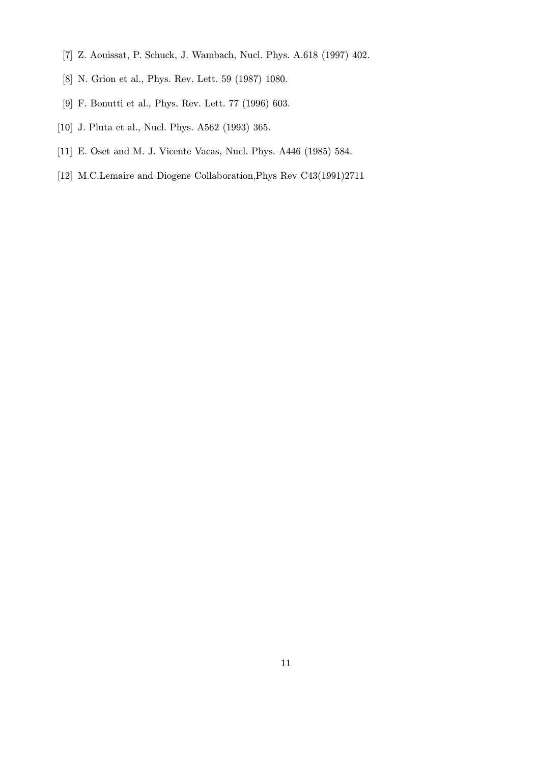[7] Z. Aouissat, P. Schuck, J. Wambach, Nucl. Phys. A.618 (1997) 402.

[8] N. Grion et al., Phys. Rev. Lett. 59 (1987) 1080.

[9] F. Bonutti et al., Phys. Rev. Lett. 77 (1996) 603.

[10] J. Pluta et al., Nucl. Phys. A562 (1993) 365.

[11] E. Oset and M. J. Vicente Vacas, Nucl. Phys. A446 (1985) 584.

[12] M.C.Lemaire and Diogene Collaboration,Phys Rev C43(1991)2711